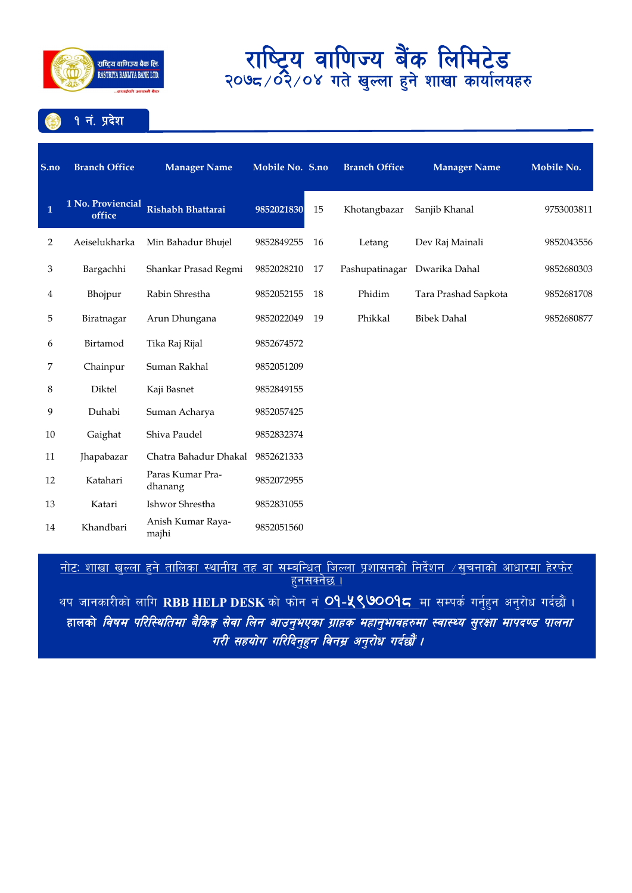राष्ट्रिय वाणिज्य बैंक लि.
RASTRIYA BANIJYA BANK LTD.

# राष्ट्रिय वाणिज्य बैंक लिमिटेड

## २०७८/०२/०४ गते खुल्ला हुने शाखा कार्यालयहरु

### १ नं. प्रदेश

| S.no | Branch Office | Manager Name | Mobile No. | S.no | Branch Office | Manager Name | Mobile No. |
|---|---|---|---|---|---|---|---|
| **1** | **1 No. Provincial office** | **Rishabh Bhattarai** | **9852021830** | 15 | Khotangbazar | Sanjib Khanal | 9753003811 |
| 2 | Aeiselukharka | Min Bahadur Bhujel | 9852849255 | 16 | Letang | Dev Raj Mainali | 9852043556 |
| 3 | Bargachhi | Shankar Prasad Regmi | 9852028210 | 17 | Pashupatinagar | Dwarika Dahal | 9852680303 |
| 4 | Bhojpur | Rabin Shrestha | 9852052155 | 18 | Phidim | Tara Prashad Sapkota | 9852681708 |
| 5 | Biratnagar | Arun Dhungana | 9852022049 | 19 | Phikkal | Bibek Dahal | 9852680877 |
| 6 | Birtamod | Tika Raj Rijal | 9852674572 | | | | |
| 7 | Chainpur | Suman Rakhal | 9852051209 | | | | |
| 8 | Diktel | Kaji Basnet | 9852849155 | | | | |
| 9 | Duhabi | Suman Acharya | 9852057425 | | | | |
| 10 | Gaighat | Shiva Paudel | 9852832374 | | | | |
| 11 | Jhapabazar | Chatra Bahadur Dhakal | 9852621333 | | | | |
| 12 | Katahari | Paras Kumar Pradhanang | 9852072955 | | | | |
| 13 | Katari | Ishwor Shrestha | 9852831055 | | | | |
| 14 | Khandbari | Anish Kumar Rayamajhi | 9852051560 | | | | |

नोटः शाखा खुल्ला हुने तालिका स्थानीय तह वा सम्बन्धित जिल्ला प्रशासनको निर्देशन /सुचनाको आधारमा हेरफेर हुनसक्नेछ ।

थप जानकारीको लागि **RBB HELP DESK** को फोन नं **०१-५९७००१८** मा सम्पर्क गर्नुहुन अनुरोध गर्दछौं ।

**हालको *विषम परिस्थितिमा बैंकिङ्ग सेवा लिन आउनुभएका ग्राहक महानुभावहरुमा स्वास्थ्य सुरक्षा मापदण्ड पालना गरी सहयोग गरिदिनुहुन विनम्र अनुरोध गर्दछौं ।***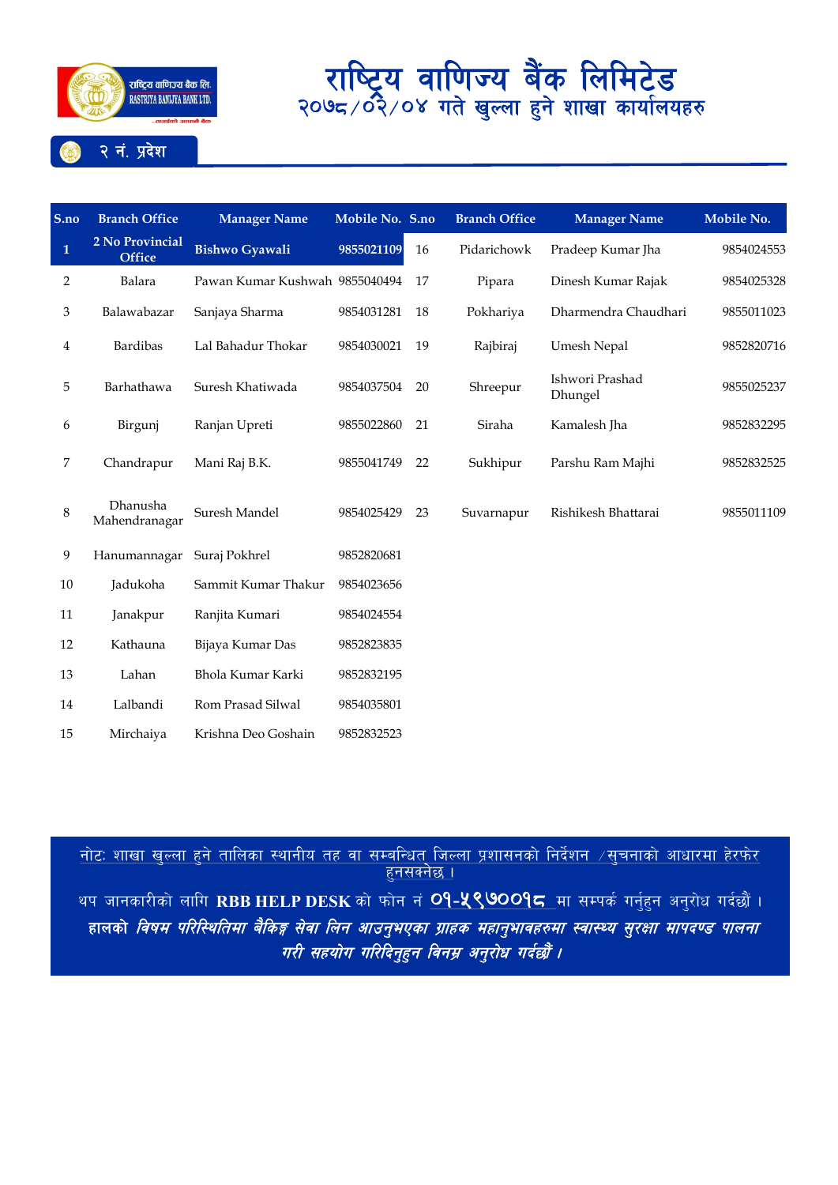राष्ट्रिय वाणिज्य बैंक लि.
RASTRIYA BANIJYA BANK LTD.

# राष्ट्रिय वाणिज्य बैंक लिमिटेड
## २०७८/०२/०४ गते खुल्ला हुने शाखा कार्यालयहरु

### २ नं. प्रदेश

| S.no | Branch Office | Manager Name | Mobile No. | S.no | Branch Office | Manager Name | Mobile No. |
|---|---|---|---|---|---|---|---|
| 1 | 2 No Provincial Office | Bishwo Gyawali | 9855021109 | 16 | Pidarichowk | Pradeep Kumar Jha | 9854024553 |
| 2 | Balara | Pawan Kumar Kushwah | 9855040494 | 17 | Pipara | Dinesh Kumar Rajak | 9854025328 |
| 3 | Balawabazar | Sanjaya Sharma | 9854031281 | 18 | Pokhariya | Dharmendra Chaudhari | 9855011023 |
| 4 | Bardibas | Lal Bahadur Thokar | 9854030021 | 19 | Rajbiraj | Umesh Nepal | 9852820716 |
| 5 | Barhathawa | Suresh Khatiwada | 9854037504 | 20 | Shreepur | Ishwori Prashad Dhungel | 9855025237 |
| 6 | Birgunj | Ranjan Upreti | 9855022860 | 21 | Siraha | Kamalesh Jha | 9852832295 |
| 7 | Chandrapur | Mani Raj B.K. | 9855041749 | 22 | Sukhipur | Parshu Ram Majhi | 9852832525 |
| 8 | Dhanusha Mahendranagar | Suresh Mandel | 9854025429 | 23 | Suvarnapur | Rishikesh Bhattarai | 9855011109 |
| 9 | Hanumannagar | Suraj Pokhrel | 9852820681 | | | | |
| 10 | Jadukoha | Sammit Kumar Thakur | 9854023656 | | | | |
| 11 | Janakpur | Ranjita Kumari | 9854024554 | | | | |
| 12 | Kathauna | Bijaya Kumar Das | 9852823835 | | | | |
| 13 | Lahan | Bhola Kumar Karki | 9852832195 | | | | |
| 14 | Lalbandi | Rom Prasad Silwal | 9854035801 | | | | |
| 15 | Mirchaiya | Krishna Deo Goshain | 9852832523 | | | | |

नोटः शाखा खुल्ला हुने तालिका स्थानीय तह वा सम्बन्धित जिल्ला प्रशासनको निर्देशन /सुचनाको आधारमा हेरफेर हुनसक्नेछ ।

थप जानकारीको लागि **RBB HELP DESK** को फोन नं ०१-५९७००१८ मा सम्पर्क गर्नुहुन अनुरोध गर्दछौं ।

हालको *विषम परिस्थितिमा बैंकिङ्ग सेवा लिन आउनुभएका ग्राहक महानुभावहरुमा स्वास्थ्य सुरक्षा मापदण्ड पालना गरी सहयोग गरिदिनुहुन विनम्र अनुरोध गर्दछौं ।*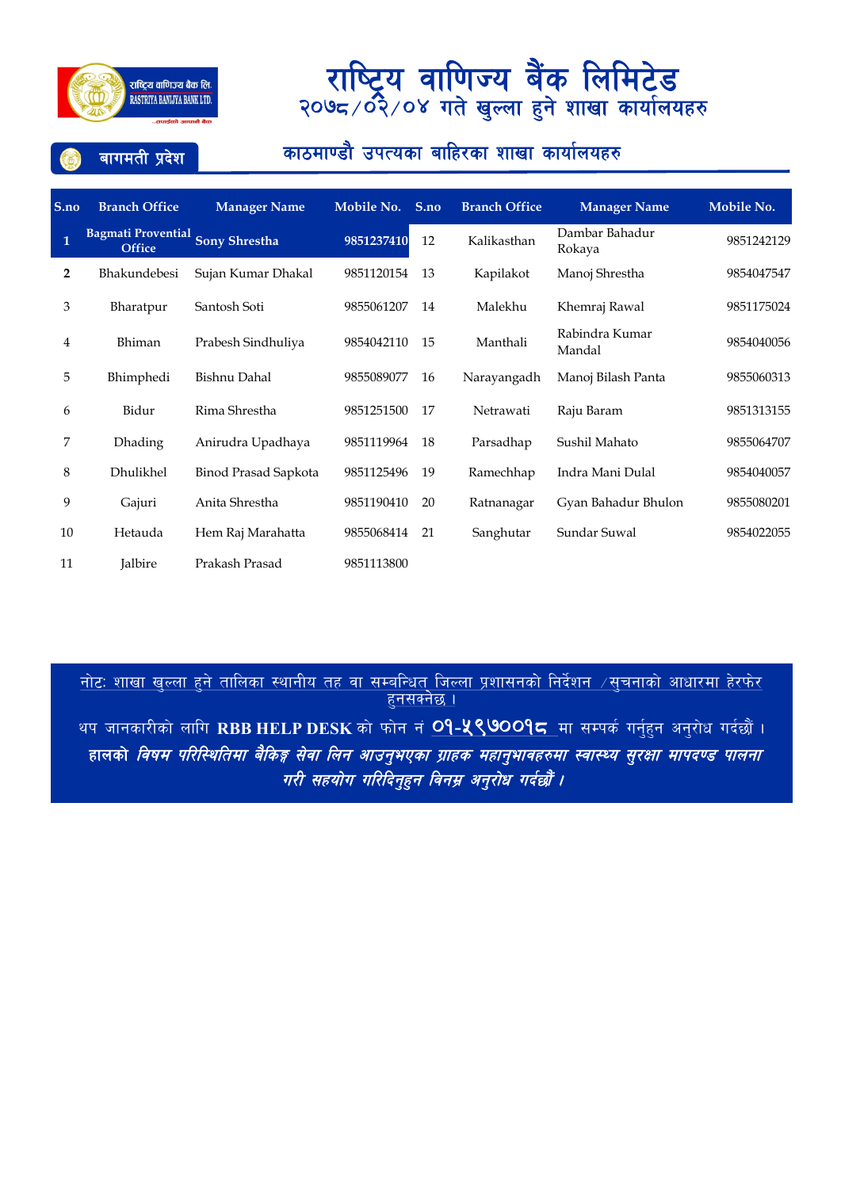राष्ट्रिय वाणिज्य बैंक लि.
RASTRIYA BANIJYA BANK LTD.

# राष्ट्रिय वाणिज्य बैंक लिमिटेड

## २०७८/०२/०४ गते खुल्ला हुने शाखा कार्यालयहरु

### बागमती प्रदेश

### काठमाण्डौ उपत्यका बाहिरका शाखा कार्यालयहरु

| S.no | Branch Office | Manager Name | Mobile No. | S.no | Branch Office | Manager Name | Mobile No. |
|---|---|---|---|---|---|---|---|
| 1 | Bagmati Provential Office | Sony Shrestha | 9851237410 | 12 | Kalikasthan | Dambar Bahadur Rokaya | 9851242129 |
| 2 | Bhakundebesi | Sujan Kumar Dhakal | 9851120154 | 13 | Kapilakot | Manoj Shrestha | 9854047547 |
| 3 | Bharatpur | Santosh Soti | 9855061207 | 14 | Malekhu | Khemraj Rawal | 9851175024 |
| 4 | Bhiman | Prabesh Sindhuliya | 9854042110 | 15 | Manthali | Rabindra Kumar Mandal | 9854040056 |
| 5 | Bhimphedi | Bishnu Dahal | 9855089077 | 16 | Narayangadh | Manoj Bilash Panta | 9855060313 |
| 6 | Bidur | Rima Shrestha | 9851251500 | 17 | Netrawati | Raju Baram | 9851313155 |
| 7 | Dhading | Anirudra Upadhaya | 9851119964 | 18 | Parsadhap | Sushil Mahato | 9855064707 |
| 8 | Dhulikhel | Binod Prasad Sapkota | 9851125496 | 19 | Ramechhap | Indra Mani Dulal | 9854040057 |
| 9 | Gajuri | Anita Shrestha | 9851190410 | 20 | Ratnanagar | Gyan Bahadur Bhulon | 9855080201 |
| 10 | Hetauda | Hem Raj Marahatta | 9855068414 | 21 | Sanghutar | Sundar Suwal | 9854022055 |
| 11 | Jalbire | Prakash Prasad | 9851113800 | | | | |

नोटः शाखा खुल्ला हुने तालिका स्थानीय तह वा सम्बन्धित जिल्ला प्रशासनको निर्देशन /सुचनाको आधारमा हेरफेर हुनसक्नेछ ।

थप जानकारीको लागि **RBB HELP DESK** को फोन नं ०१-५९७००१८ मा सम्पर्क गर्नुहुन अनुरोध गर्दछौं ।

**हालको *विषम परिस्थितिमा बैकिङ्ग सेवा लिन आउनुभएका ग्राहक महानुभावहरुमा स्वास्थ्य सुरक्षा मापदण्ड पालना गरी सहयोग गरिदिनुहुन विनम्र अनुरोध गर्दछौं ।***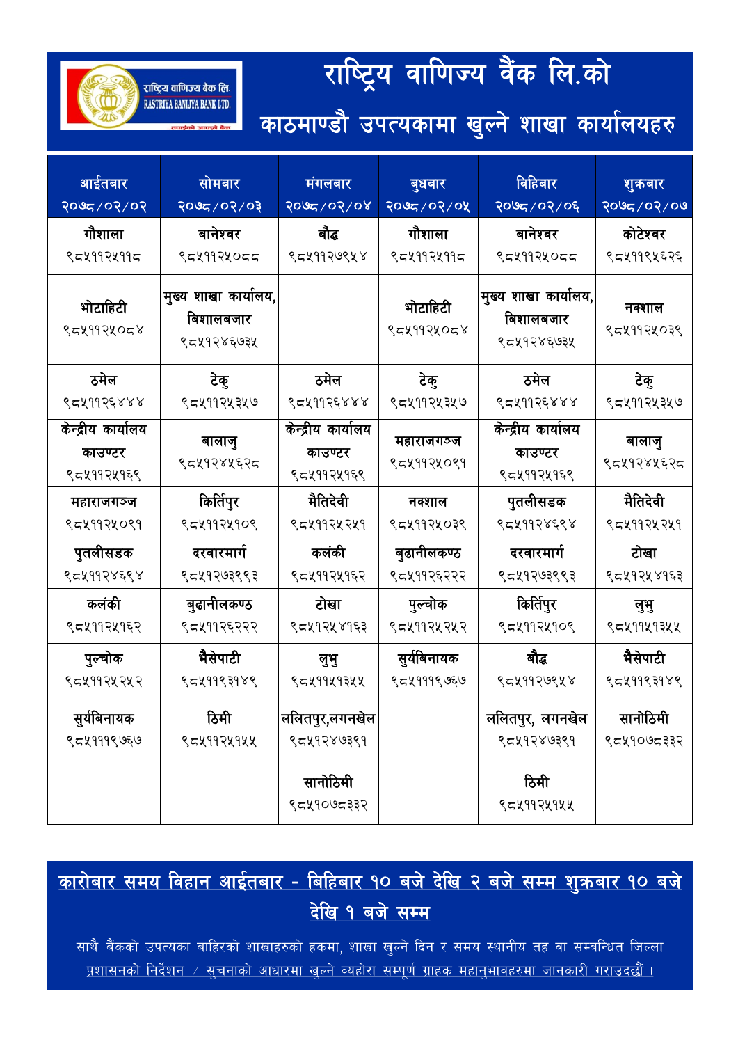# राष्ट्रिय वाणिज्य बैंक लि.को

## काठमाण्डौ उपत्यकामा खुल्ने शाखा कार्यालयहरु

| आईतबार २०७८/०२/०२ | सोमबार २०७८/०२/०३ | मंगलबार २०७८/०२/०४ | बुधबार २०७८/०२/०५ | विहिबार २०७८/०२/०६ | शुक्रबार २०७८/०२/०७ |
|---|---|---|---|---|---|
| गौशाला ९८५११२५११८ | बानेश्वर ९८५११२५०८८ | बौद्ध ९८५११२७९५४ | गौशाला ९८५११२५११८ | बानेश्वर ९८५११२५०८८ | कोटेश्वर ९८५११९५६२६ |
| भोटाहिटी ९८५११२५०८४ | मुख्य शाखा कार्यालय, बिशालबजार ९८५१२४६७३५ | | भोटाहिटी ९८५११२५०८४ | मुख्य शाखा कार्यालय, बिशालबजार ९८५१२४६७३५ | नक्शाल ९८५११२५०३९ |
| ठमेल ९८५११२६४४४ | टेकु ९८५११२५३५७ | ठमेल ९८५११२६४४४ | टेकु ९८५११२५३५७ | ठमेल ९८५११२६४४४ | टेकु ९८५११२५३५७ |
| केन्द्रीय कार्यालय काउण्टर ९८५११२५१६९ | बालाजु ९८५१२४५६२८ | केन्द्रीय कार्यालय काउण्टर ९८५११२५१६९ | महाराजगञ्ज ९८५११२५०९१ | केन्द्रीय कार्यालय काउण्टर ९८५११२५१६९ | बालाजु ९८५१२४५६२८ |
| महाराजगञ्ज ९८५११२५०९१ | किर्तिपुर ९८५११२५१०९ | मैतिदेवी ९८५११२५२५१ | नक्शाल ९८५११२५०३९ | पुतलीसडक ९८५११२४६९४ | मैतिदेवी ९८५११२५२५१ |
| पुतलीसडक ९८५११२४६९४ | दरवारमार्ग ९८५१२७३९९३ | कलंकी ९८५११२५१६२ | बुढानीलकण्ठ ९८५११२६२२२ | दरवारमार्ग ९८५१२७३९९३ | टोखा ९८५१२५४१६३ |
| कलंकी ९८५११२५१६२ | बुढानीलकण्ठ ९८५११२६२२२ | टोखा ९८५१२५४१६३ | पुल्चोक ९८५११२५२५२ | किर्तिपुर ९८५११२५१०९ | लुभु ९८५११५१३५५ |
| पुल्चोक ९८५११२५२५२ | भैसेपाटी ९८५११९३१४९ | लुभु ९८५११५१३५५ | सुर्यबिनायक ९८५१११९७६७ | बौद्ध ९८५११२७९५४ | भैसेपाटी ९८५११९३१४९ |
| सुर्यबिनायक ९८५१११९७६७ | ठिमी ९८५११२५१५५ | ललितपुर,लगनखेल ९८५१२४७३९१ | | ललितपुर, लगनखेल ९८५१२४७३९१ | सानोठिमी ९८५१०७८३३२ |
| | | सानोठिमी ९८५१०७८३३२ | | ठिमी ९८५११२५१५५ | |

**कारोबार समय विहान आईतबार - बिहिबार १० बजे देखि २ बजे सम्म शुक्रबार १० बजे देखि १ बजे सम्म**

साथै बैंकको उपत्यका बाहिरको शाखाहरुको हकमा, शाखा खुल्ने दिन र समय स्थानीय तह वा सम्बन्धित जिल्ला प्रशासनको निर्देशन / सुचनाको आधारमा खुल्ने व्यहोरा सम्पूर्ण ग्राहक महानुभावहरुमा जानकारी गराउदछौं ।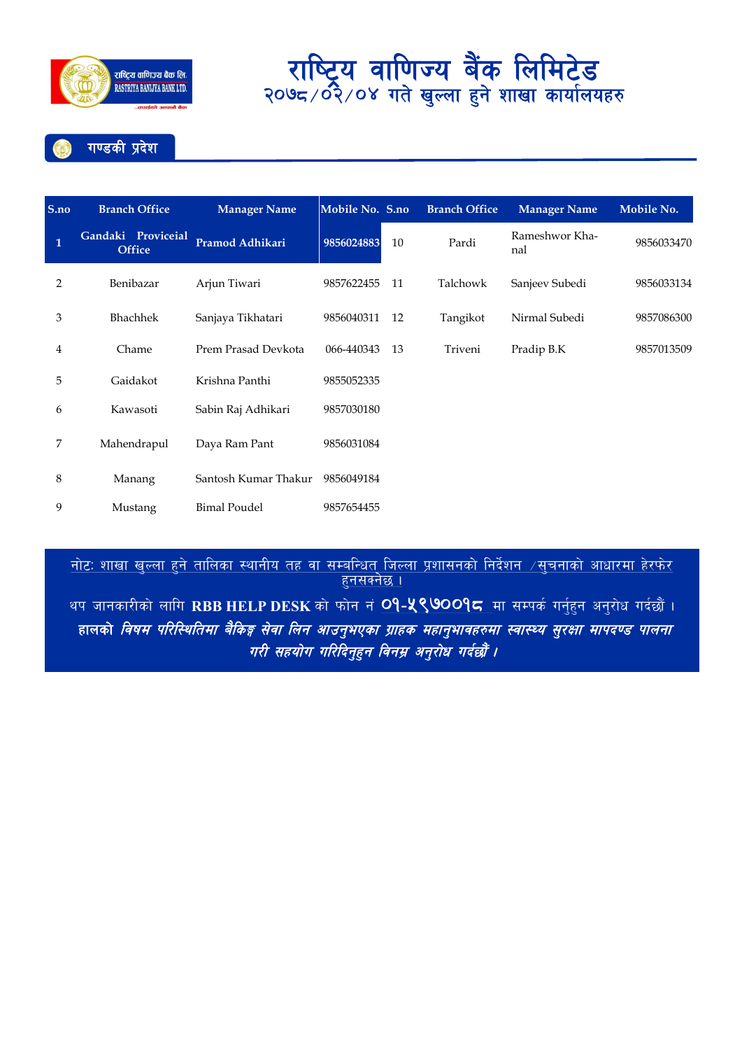# राष्ट्रिय वाणिज्य बैंक लिमिटेड
## २०७८/०२/०४ गते खुल्ला हुने शाखा कार्यालयहरु

## गण्डकी प्रदेश

| S.no | Branch Office | Manager Name | Mobile No. | S.no | Branch Office | Manager Name | Mobile No. |
|---|---|---|---|---|---|---|---|
| **1** | **Gandaki Proviceial Office** | **Pramod Adhikari** | **9856024883** | 10 | Pardi | Rameshwor Khanal | 9856033470 |
| 2 | Benibazar | Arjun Tiwari | 9857622455 | 11 | Talchowk | Sanjeev Subedi | 9856033134 |
| 3 | Bhachhek | Sanjaya Tikhatari | 9856040311 | 12 | Tangikot | Nirmal Subedi | 9857086300 |
| 4 | Chame | Prem Prasad Devkota | 066-440343 | 13 | Triveni | Pradip B.K | 9857013509 |
| 5 | Gaidakot | Krishna Panthi | 9855052335 | | | | |
| 6 | Kawasoti | Sabin Raj Adhikari | 9857030180 | | | | |
| 7 | Mahendrapul | Daya Ram Pant | 9856031084 | | | | |
| 8 | Manang | Santosh Kumar Thakur | 9856049184 | | | | |
| 9 | Mustang | Bimal Poudel | 9857654455 | | | | |

नोटः शाखा खुल्ला हुने तालिका स्थानीय तह वा सम्बन्धित जिल्ला प्रशासनको निर्देशन /सुचनाको आधारमा हेरफेर हुनसक्नेछ ।

थप जानकारीको लागि **RBB HELP DESK** को फोन नं **०१-५९७००१८** मा सम्पर्क गर्नुहुन अनुरोध गर्दछौं ।

**हालको *विषम परिस्थितिमा बैंकिङ्ग सेवा लिन आउनुभएका ग्राहक महानुभावहरुमा स्वास्थ्य सुरक्षा मापदण्ड पालना गरी सहयोग गरिदिनुहुन विनम्र अनुरोध गर्दछौं ।***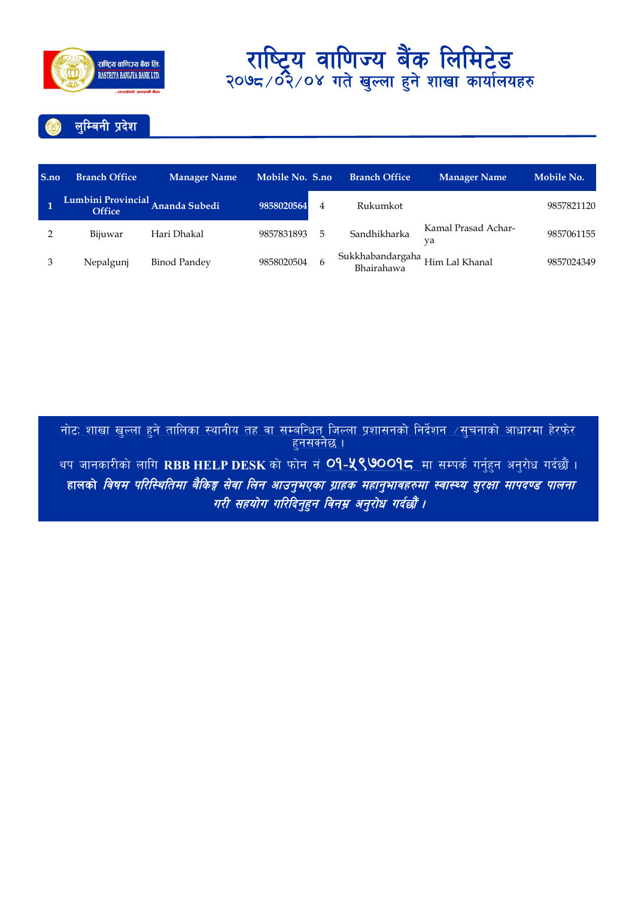# राष्ट्रिय वाणिज्य बैंक लिमिटेड

## २०७८/०२/०४ गते खुल्ला हुने शाखा कार्यालयहरु

### लुम्बिनी प्रदेश

| S.no | Branch Office | Manager Name | Mobile No. | S.no | Branch Office | Manager Name | Mobile No. |
|---|---|---|---|---|---|---|---|
| 1 | Lumbini Provincial Office | Ananda Subedi | 9858020564 | 4 | Rukumkot | | 9857821120 |
| 2 | Bijuwar | Hari Dhakal | 9857831893 | 5 | Sandhikharka | Kamal Prasad Acharya | 9857061155 |
| 3 | Nepalgunj | Binod Pandey | 9858020504 | 6 | Sukkhabandargaha Bhairahawa | Him Lal Khanal | 9857024349 |

नोटः शाखा खुल्ला हुने तालिका स्थानीय तह वा सम्बन्धित जिल्ला प्रशासनको निर्देशन /सुचनाको आधारमा हेरफेर हुनसक्नेछ ।

थप जानकारीको लागि **RBB HELP DESK** को फोन नं **०१-५९७००१८** मा सम्पर्क गर्नुहुन अनुरोध गर्दछौं ।

**हालको *विषम परिस्थितिमा बैकिङ्ग सेवा लिन आउनुभएका ग्राहक महानुभावहरुमा स्वास्थ्य सुरक्षा मापदण्ड पालना गरी सहयोग गरिदिनुहुन विनम्र अनुरोध गर्दछौं ।***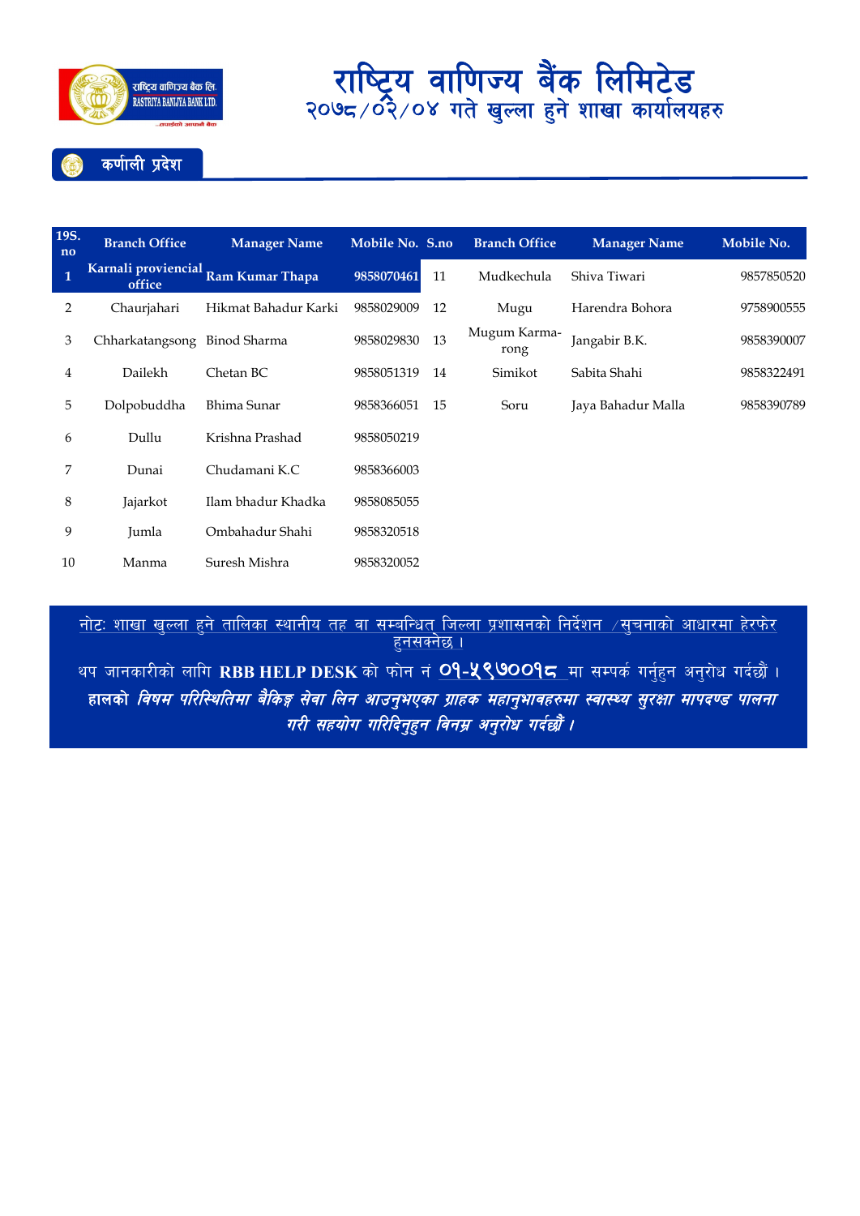# राष्ट्रिय वाणिज्य बैंक लिमिटेड
## २०७८/०२/०४ गते खुल्ला हुने शाखा कार्यालयहरु

### कर्णाली प्रदेश

| 19S. no | Branch Office | Manager Name | Mobile No. | S.no | Branch Office | Manager Name | Mobile No. |
|---|---|---|---|---|---|---|---|
| 1 | Karnali proviencial office | Ram Kumar Thapa | 9858070461 | 11 | Mudkechula | Shiva Tiwari | 9857850520 |
| 2 | Chaurjahari | Hikmat Bahadur Karki | 9858029009 | 12 | Mugu | Harendra Bohora | 9758900555 |
| 3 | Chharkatangsong | Binod Sharma | 9858029830 | 13 | Mugum Karma-rong | Jangabir B.K. | 9858390007 |
| 4 | Dailekh | Chetan BC | 9858051319 | 14 | Simikot | Sabita Shahi | 9858322491 |
| 5 | Dolpobuddha | Bhima Sunar | 9858366051 | 15 | Soru | Jaya Bahadur Malla | 9858390789 |
| 6 | Dullu | Krishna Prashad | 9858050219 | | | | |
| 7 | Dunai | Chudamani K.C | 9858366003 | | | | |
| 8 | Jajarkot | Ilam bhadur Khadka | 9858085055 | | | | |
| 9 | Jumla | Ombahadur Shahi | 9858320518 | | | | |
| 10 | Manma | Suresh Mishra | 9858320052 | | | | |

नोटः शाखा खुल्ला हुने तालिका स्थानीय तह वा सम्बन्धित जिल्ला प्रशासनको निर्देशन /सुचनाको आधारमा हेरफेर हुनसक्नेछ ।

थप जानकारीको लागि **RBB HELP DESK** को फोन नं **०१-५९७००१८** मा सम्पर्क गर्नुहुन अनुरोध गर्दछौं ।

***हालको विषम परिस्थितिमा बैंकिङ्ग सेवा लिन आउनुभएका ग्राहक महानुभावहरुमा स्वास्थ्य सुरक्षा मापदण्ड पालना गरी सहयोग गरिदिनुहुन विनम्र अनुरोध गर्दछौं ।***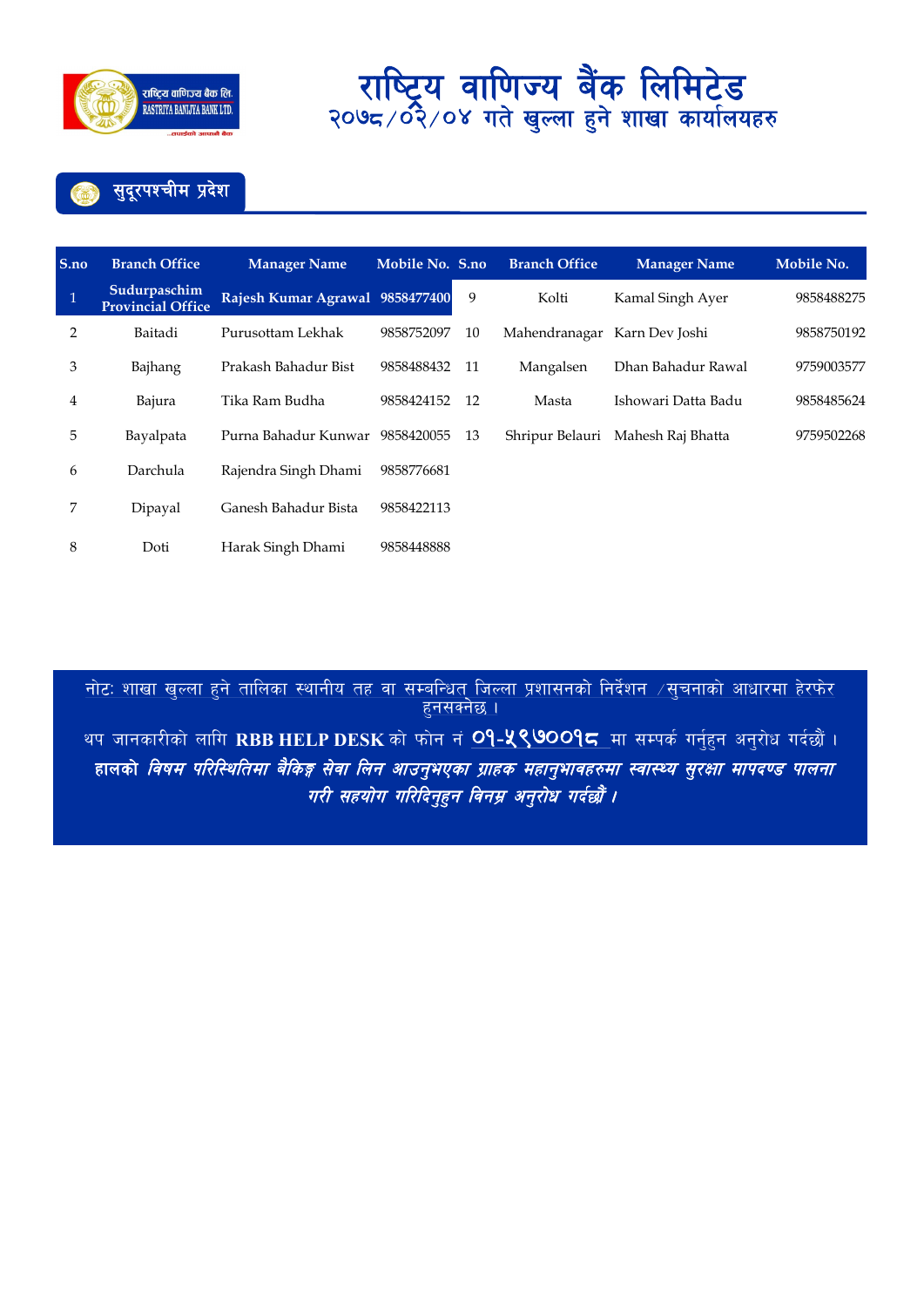# राष्ट्रिय वाणिज्य बैंक लिमिटेड

## २०७८/०२/०४ गते खुल्ला हुने शाखा कार्यालयहरु

### सुदूरपश्चीम प्रदेश

| S.no | Branch Office | Manager Name | Mobile No. | S.no | Branch Office | Manager Name | Mobile No. |
|---|---|---|---|---|---|---|---|
| 1 | Sudurpaschim Provincial Office | Rajesh Kumar Agrawal | 9858477400 | 9 | Kolti | Kamal Singh Ayer | 9858488275 |
| 2 | Baitadi | Purusottam Lekhak | 9858752097 | 10 | Mahendranagar | Karn Dev Joshi | 9858750192 |
| 3 | Bajhang | Prakash Bahadur Bist | 9858488432 | 11 | Mangalsen | Dhan Bahadur Rawal | 9759003577 |
| 4 | Bajura | Tika Ram Budha | 9858424152 | 12 | Masta | Ishowari Datta Badu | 9858485624 |
| 5 | Bayalpata | Purna Bahadur Kunwar | 9858420055 | 13 | Shripur Belauri | Mahesh Raj Bhatta | 9759502268 |
| 6 | Darchula | Rajendra Singh Dhami | 9858776681 | | | | |
| 7 | Dipayal | Ganesh Bahadur Bista | 9858422113 | | | | |
| 8 | Doti | Harak Singh Dhami | 9858448888 | | | | |

नोटः शाखा खुल्ला हुने तालिका स्थानीय तह वा सम्बन्धित जिल्ला प्रशासनको निर्देशन /सुचनाको आधारमा हेरफेर हुनसक्नेछ ।

थप जानकारीको लागि **RBB HELP DESK** को फोन नं **०१-५९७००१८** मा सम्पर्क गर्नुहुन अनुरोध गर्दछौं ।

***हालको विषम परिस्थितिमा बैंकिङ्ग सेवा लिन आउनुभएका ग्राहक महानुभावहरुमा स्वास्थ्य सुरक्षा मापदण्ड पालना गरी सहयोग गरिदिनुहुन विनम्र अनुरोध गर्दछौं ।***